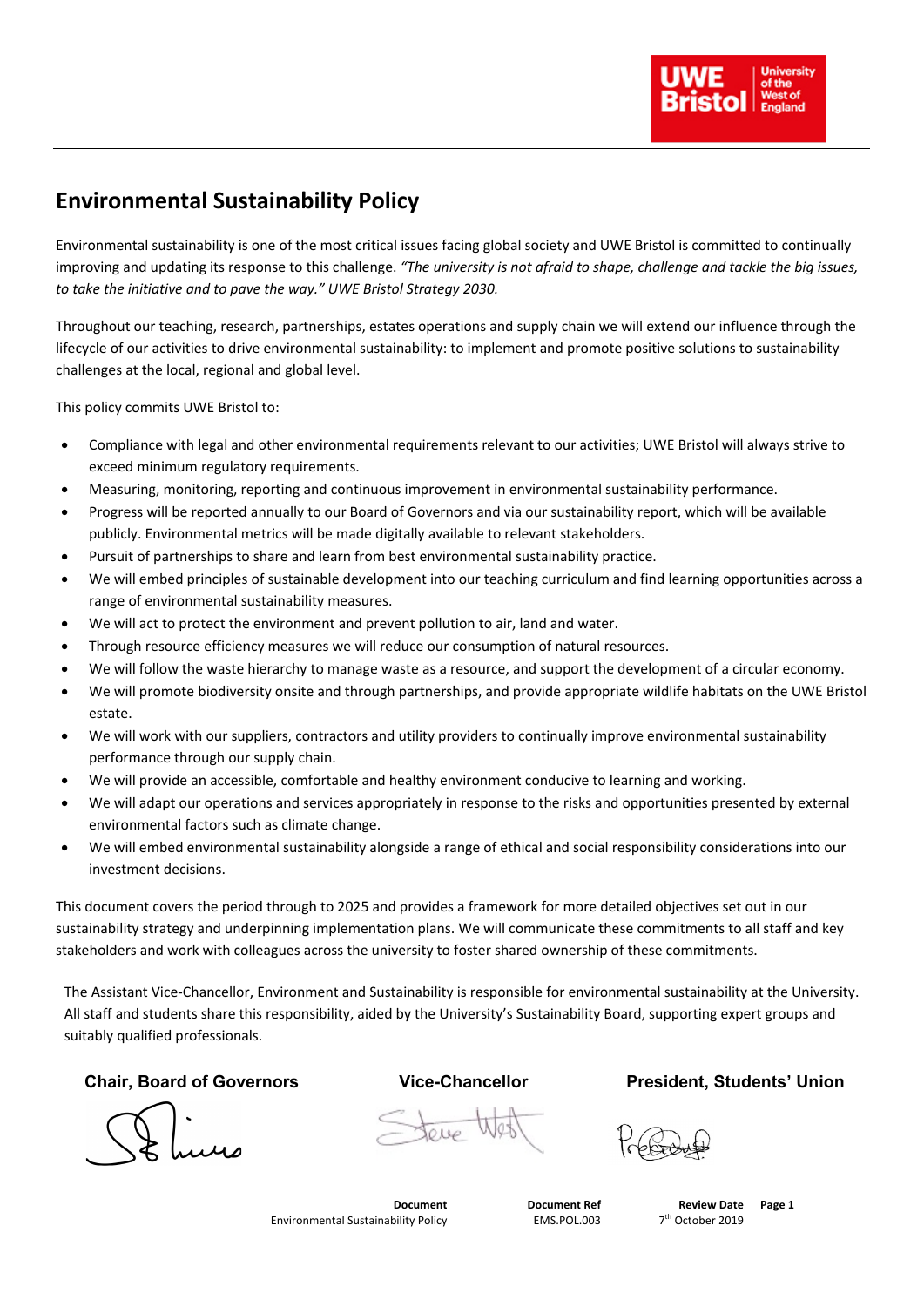# Environmental Sustainability Policy

Environmental sustainability is one of the most critical issues facing global society and UWE Bristol is committed to continually improving and updating its response to this challenge. *"The university is not afraid to shape, challenge and tackle the big issues, to take the initiative and to pave the way." UWE Bristol Strategy 2030.*

Throughout our teaching, research, partnerships, estates operations and supply chain we will extend our influence through the lifecycle of our activities to drive environmental sustainability: to implement and promote positive solutions to sustainability challenges at the local, regional and global level.

This policy commits UWE Bristol to:

- Compliance with legal and other environmental requirements relevant to our activities; UWE Bristol will always strive to exceed minimum regulatory requirements.
- Measuring, monitoring, reporting and continuous improvement in environmental sustainability performance.
- Progress will be reported annually to our Board of Governors and via our sustainability report, which will be available publicly. Environmental metrics will be made digitally available to relevant stakeholders.
- Pursuit of partnerships to share and learn from best environmental sustainability practice.
- We will embed principles of sustainable development into our teaching curriculum and find learning opportunities across a range of environmental sustainability measures.
- We will act to protect the environment and prevent pollution to air, land and water.
- Through resource efficiency measures we will reduce our consumption of natural resources.
- We will follow the waste hierarchy to manage waste as a resource, and support the development of a circular economy.
- We will promote biodiversity onsite and through partnerships, and provide appropriate wildlife habitats on the UWE Bristol estate.
- We will work with our suppliers, contractors and utility providers to continually improve environmental sustainability performance through our supply chain.
- We will provide an accessible, comfortable and healthy environment conducive to learning and working.
- We will adapt our operations and services appropriately in response to the risks and opportunities presented by external environmental factors such as climate change.
- We will embed environmental sustainability alongside a range of ethical and social responsibility considerations into our investment decisions.

This document covers the period through to 2025 and provides a framework for more detailed objectives set out in our sustainability strategy and underpinning implementation plans. We will communicate these commitments to all staff and key stakeholders and work with colleagues across the university to foster shared ownership of these commitments.

The Assistant Vice-Chancellor, Environment and Sustainability is responsible for environmental sustainability at the University. All staff and students share this responsibility, aided by the University's Sustainability Board, supporting expert groups and suitably qualified professionals.

| **Chair, Board of Governors** | **Vice-Chancellor** | **President, Students' Union** |
|---|---|---|

| **Document** | **Document Ref** | **Review Date** |
|---|---|---|
| Environmental Sustainability Policy | EMS.POL.003 | 7th October 2019 |